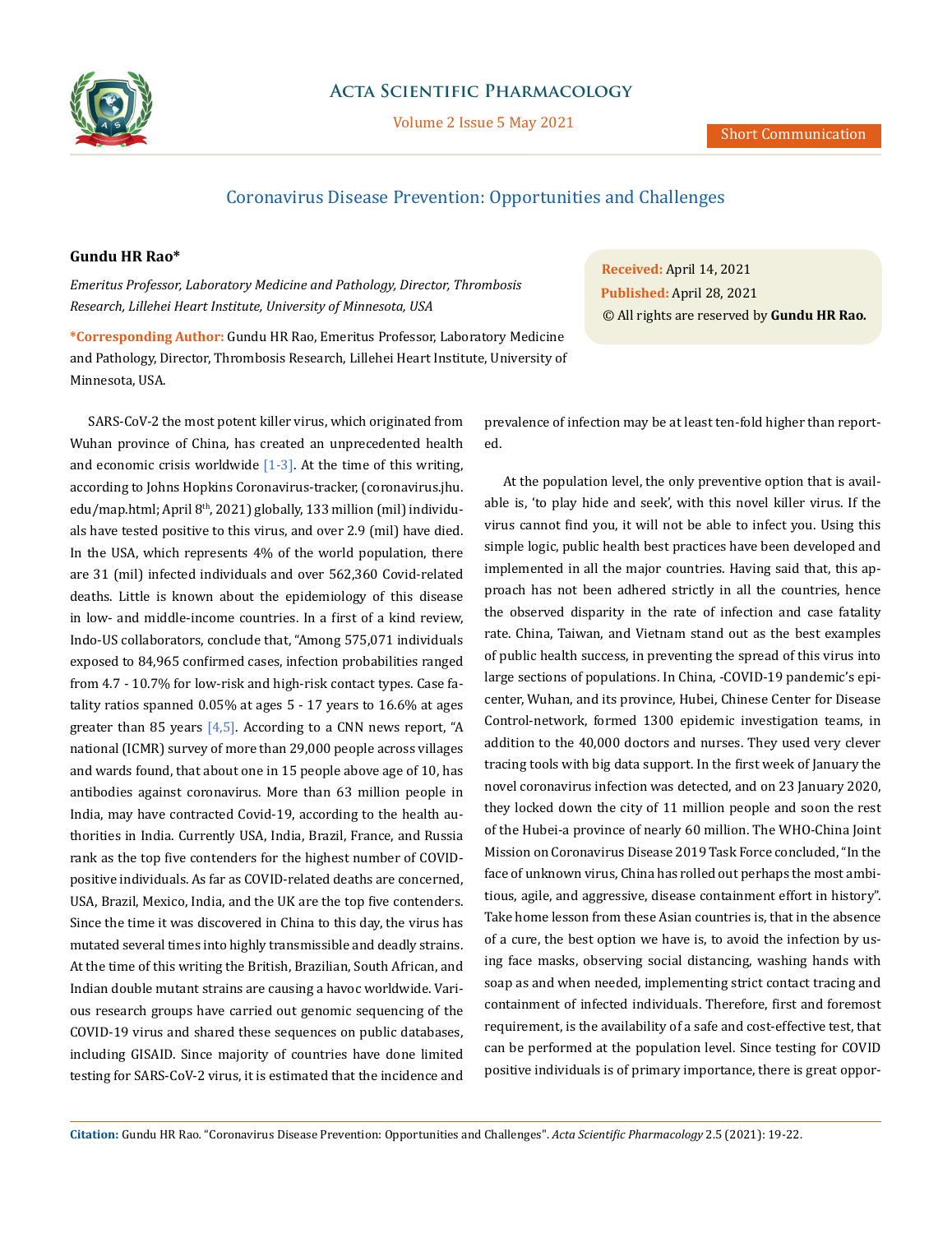# Coronavirus Disease Prevention: Opportunities and Challenges

**Gundu HR Rao***

*Emeritus Professor, Laboratory Medicine and Pathology, Director, Thrombosis Research, Lillehei Heart Institute, University of Minnesota, USA*

**\*Corresponding Author:** Gundu HR Rao, Emeritus Professor, Laboratory Medicine and Pathology, Director, Thrombosis Research, Lillehei Heart Institute, University of Minnesota, USA.

**Received:** April 14, 2021
**Published:** April 28, 2021
© All rights are reserved by **Gundu HR Rao.**

SARS-CoV-2 the most potent killer virus, which originated from Wuhan province of China, has created an unprecedented health and economic crisis worldwide [1-3]. At the time of this writing, according to Johns Hopkins Coronavirus-tracker, (coronavirus.jhu.edu/map.html; April 8th, 2021) globally, 133 million (mil) individuals have tested positive to this virus, and over 2.9 (mil) have died. In the USA, which represents 4% of the world population, there are 31 (mil) infected individuals and over 562,360 Covid-related deaths. Little is known about the epidemiology of this disease in low- and middle-income countries. In a first of a kind review, Indo-US collaborators, conclude that, "Among 575,071 individuals exposed to 84,965 confirmed cases, infection probabilities ranged from 4.7 - 10.7% for low-risk and high-risk contact types. Case fatality ratios spanned 0.05% at ages 5 - 17 years to 16.6% at ages greater than 85 years [4,5]. According to a CNN news report, "A national (ICMR) survey of more than 29,000 people across villages and wards found, that about one in 15 people above age of 10, has antibodies against coronavirus. More than 63 million people in India, may have contracted Covid-19, according to the health authorities in India. Currently USA, India, Brazil, France, and Russia rank as the top five contenders for the highest number of COVID-positive individuals. As far as COVID-related deaths are concerned, USA, Brazil, Mexico, India, and the UK are the top five contenders. Since the time it was discovered in China to this day, the virus has mutated several times into highly transmissible and deadly strains. At the time of this writing the British, Brazilian, South African, and Indian double mutant strains are causing a havoc worldwide. Various research groups have carried out genomic sequencing of the COVID-19 virus and shared these sequences on public databases, including GISAID. Since majority of countries have done limited testing for SARS-CoV-2 virus, it is estimated that the incidence and prevalence of infection may be at least ten-fold higher than reported.

At the population level, the only preventive option that is available is, 'to play hide and seek', with this novel killer virus. If the virus cannot find you, it will not be able to infect you. Using this simple logic, public health best practices have been developed and implemented in all the major countries. Having said that, this approach has not been adhered strictly in all the countries, hence the observed disparity in the rate of infection and case fatality rate. China, Taiwan, and Vietnam stand out as the best examples of public health success, in preventing the spread of this virus into large sections of populations. In China, -COVID-19 pandemic's epicenter, Wuhan, and its province, Hubei, Chinese Center for Disease Control-network, formed 1300 epidemic investigation teams, in addition to the 40,000 doctors and nurses. They used very clever tracing tools with big data support. In the first week of January the novel coronavirus infection was detected, and on 23 January 2020, they locked down the city of 11 million people and soon the rest of the Hubei-a province of nearly 60 million. The WHO-China Joint Mission on Coronavirus Disease 2019 Task Force concluded, "In the face of unknown virus, China has rolled out perhaps the most ambitious, agile, and aggressive, disease containment effort in history". Take home lesson from these Asian countries is, that in the absence of a cure, the best option we have is, to avoid the infection by using face masks, observing social distancing, washing hands with soap as and when needed, implementing strict contact tracing and containment of infected individuals. Therefore, first and foremost requirement, is the availability of a safe and cost-effective test, that can be performed at the population level. Since testing for COVID positive individuals is of primary importance, there is great oppor-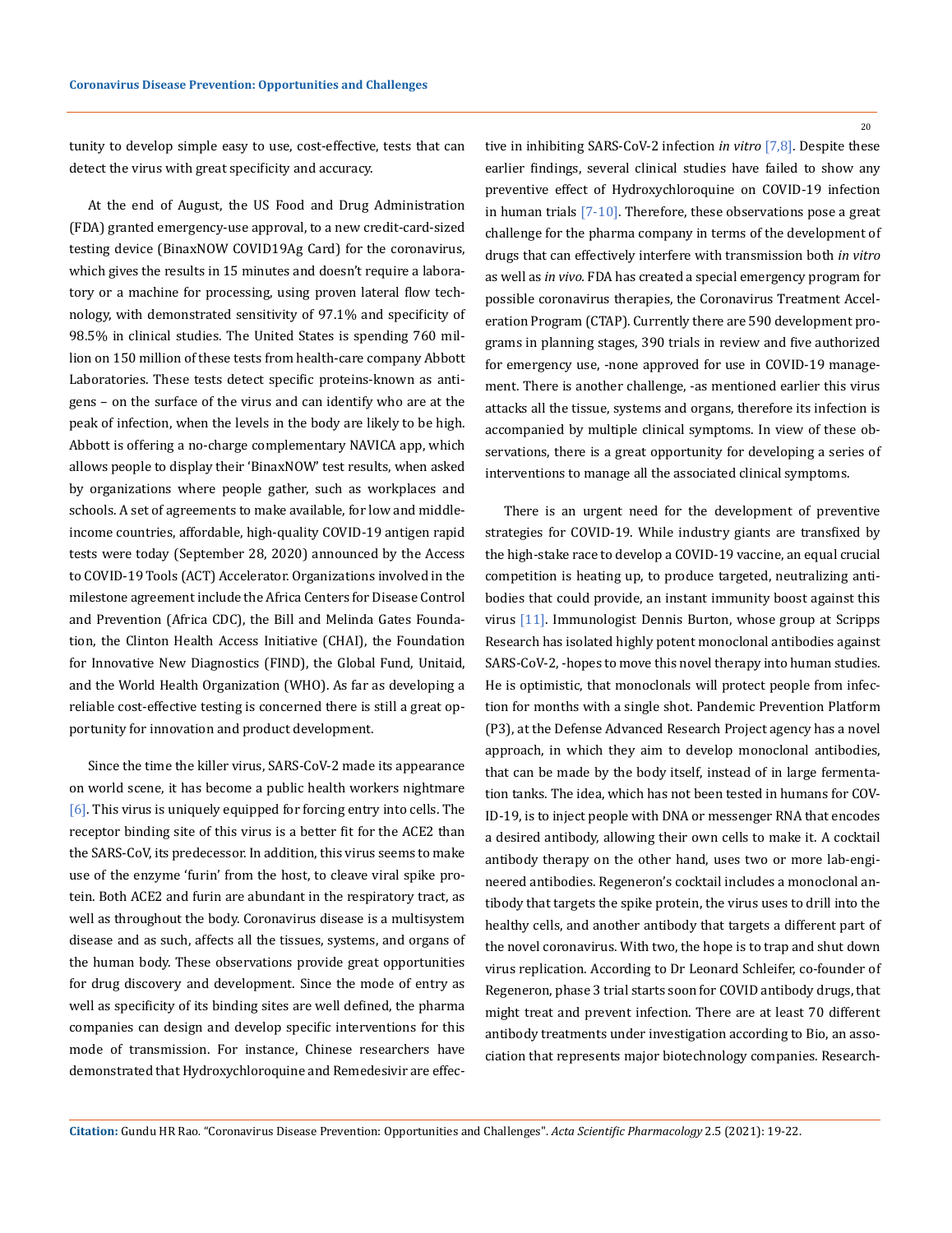tunity to develop simple easy to use, cost-effective, tests that can detect the virus with great specificity and accuracy.

At the end of August, the US Food and Drug Administration (FDA) granted emergency-use approval, to a new credit-card-sized testing device (BinaxNOW COVID19Ag Card) for the coronavirus, which gives the results in 15 minutes and doesn't require a laboratory or a machine for processing, using proven lateral flow technology, with demonstrated sensitivity of 97.1% and specificity of 98.5% in clinical studies. The United States is spending 760 million on 150 million of these tests from health-care company Abbott Laboratories. These tests detect specific proteins-known as antigens – on the surface of the virus and can identify who are at the peak of infection, when the levels in the body are likely to be high. Abbott is offering a no-charge complementary NAVICA app, which allows people to display their 'BinaxNOW' test results, when asked by organizations where people gather, such as workplaces and schools. A set of agreements to make available, for low and middle-income countries, affordable, high-quality COVID-19 antigen rapid tests were today (September 28, 2020) announced by the Access to COVID-19 Tools (ACT) Accelerator. Organizations involved in the milestone agreement include the Africa Centers for Disease Control and Prevention (Africa CDC), the Bill and Melinda Gates Foundation, the Clinton Health Access Initiative (CHAI), the Foundation for Innovative New Diagnostics (FIND), the Global Fund, Unitaid, and the World Health Organization (WHO). As far as developing a reliable cost-effective testing is concerned there is still a great opportunity for innovation and product development.

Since the time the killer virus, SARS-CoV-2 made its appearance on world scene, it has become a public health workers nightmare [6]. This virus is uniquely equipped for forcing entry into cells. The receptor binding site of this virus is a better fit for the ACE2 than the SARS-CoV, its predecessor. In addition, this virus seems to make use of the enzyme 'furin' from the host, to cleave viral spike protein. Both ACE2 and furin are abundant in the respiratory tract, as well as throughout the body. Coronavirus disease is a multisystem disease and as such, affects all the tissues, systems, and organs of the human body. These observations provide great opportunities for drug discovery and development. Since the mode of entry as well as specificity of its binding sites are well defined, the pharma companies can design and develop specific interventions for this mode of transmission. For instance, Chinese researchers have demonstrated that Hydroxychloroquine and Remedesivir are effective in inhibiting SARS-CoV-2 infection *in vitro* [7,8]. Despite these earlier findings, several clinical studies have failed to show any preventive effect of Hydroxychloroquine on COVID-19 infection in human trials [7-10]. Therefore, these observations pose a great challenge for the pharma company in terms of the development of drugs that can effectively interfere with transmission both *in vitro* as well as *in vivo*. FDA has created a special emergency program for possible coronavirus therapies, the Coronavirus Treatment Acceleration Program (CTAP). Currently there are 590 development programs in planning stages, 390 trials in review and five authorized for emergency use, -none approved for use in COVID-19 management. There is another challenge, -as mentioned earlier this virus attacks all the tissue, systems and organs, therefore its infection is accompanied by multiple clinical symptoms. In view of these observations, there is a great opportunity for developing a series of interventions to manage all the associated clinical symptoms.

There is an urgent need for the development of preventive strategies for COVID-19. While industry giants are transfixed by the high-stake race to develop a COVID-19 vaccine, an equal crucial competition is heating up, to produce targeted, neutralizing antibodies that could provide, an instant immunity boost against this virus [11]. Immunologist Dennis Burton, whose group at Scripps Research has isolated highly potent monoclonal antibodies against SARS-CoV-2, -hopes to move this novel therapy into human studies. He is optimistic, that monoclonals will protect people from infection for months with a single shot. Pandemic Prevention Platform (P3), at the Defense Advanced Research Project agency has a novel approach, in which they aim to develop monoclonal antibodies, that can be made by the body itself, instead of in large fermentation tanks. The idea, which has not been tested in humans for COVID-19, is to inject people with DNA or messenger RNA that encodes a desired antibody, allowing their own cells to make it. A cocktail antibody therapy on the other hand, uses two or more lab-engineered antibodies. Regeneron's cocktail includes a monoclonal antibody that targets the spike protein, the virus uses to drill into the healthy cells, and another antibody that targets a different part of the novel coronavirus. With two, the hope is to trap and shut down virus replication. According to Dr Leonard Schleifer, co-founder of Regeneron, phase 3 trial starts soon for COVID antibody drugs, that might treat and prevent infection. There are at least 70 different antibody treatments under investigation according to Bio, an association that represents major biotechnology companies. Research-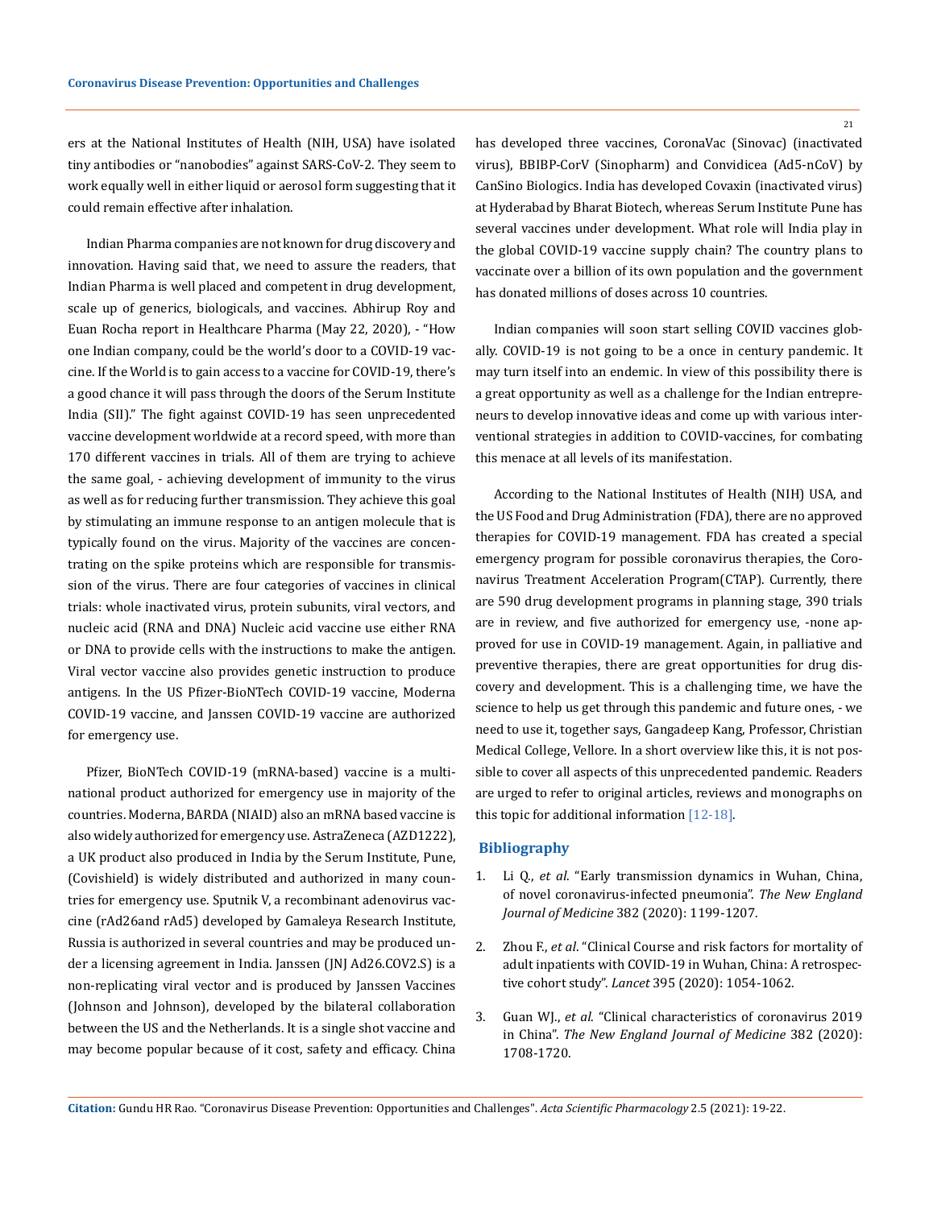ers at the National Institutes of Health (NIH, USA) have isolated tiny antibodies or "nanobodies" against SARS-CoV-2. They seem to work equally well in either liquid or aerosol form suggesting that it could remain effective after inhalation.

Indian Pharma companies are not known for drug discovery and innovation. Having said that, we need to assure the readers, that Indian Pharma is well placed and competent in drug development, scale up of generics, biologicals, and vaccines. Abhirup Roy and Euan Rocha report in Healthcare Pharma (May 22, 2020), - "How one Indian company, could be the world's door to a COVID-19 vaccine. If the World is to gain access to a vaccine for COVID-19, there's a good chance it will pass through the doors of the Serum Institute India (SII)." The fight against COVID-19 has seen unprecedented vaccine development worldwide at a record speed, with more than 170 different vaccines in trials. All of them are trying to achieve the same goal, - achieving development of immunity to the virus as well as for reducing further transmission. They achieve this goal by stimulating an immune response to an antigen molecule that is typically found on the virus. Majority of the vaccines are concentrating on the spike proteins which are responsible for transmission of the virus. There are four categories of vaccines in clinical trials: whole inactivated virus, protein subunits, viral vectors, and nucleic acid (RNA and DNA) Nucleic acid vaccine use either RNA or DNA to provide cells with the instructions to make the antigen. Viral vector vaccine also provides genetic instruction to produce antigens. In the US Pfizer-BioNTech COVID-19 vaccine, Moderna COVID-19 vaccine, and Janssen COVID-19 vaccine are authorized for emergency use.

Pfizer, BioNTech COVID-19 (mRNA-based) vaccine is a multinational product authorized for emergency use in majority of the countries. Moderna, BARDA (NIAID) also an mRNA based vaccine is also widely authorized for emergency use. AstraZeneca (AZD1222), a UK product also produced in India by the Serum Institute, Pune, (Covishield) is widely distributed and authorized in many countries for emergency use. Sputnik V, a recombinant adenovirus vaccine (rAd26and rAd5) developed by Gamaleya Research Institute, Russia is authorized in several countries and may be produced under a licensing agreement in India. Janssen (JNJ Ad26.COV2.S) is a non-replicating viral vector and is produced by Janssen Vaccines (Johnson and Johnson), developed by the bilateral collaboration between the US and the Netherlands. It is a single shot vaccine and may become popular because of it cost, safety and efficacy. China has developed three vaccines, CoronaVac (Sinovac) (inactivated virus), BBIBP-CorV (Sinopharm) and Convidicea (Ad5-nCoV) by CanSino Biologics. India has developed Covaxin (inactivated virus) at Hyderabad by Bharat Biotech, whereas Serum Institute Pune has several vaccines under development. What role will India play in the global COVID-19 vaccine supply chain? The country plans to vaccinate over a billion of its own population and the government has donated millions of doses across 10 countries.

Indian companies will soon start selling COVID vaccines globally. COVID-19 is not going to be a once in century pandemic. It may turn itself into an endemic. In view of this possibility there is a great opportunity as well as a challenge for the Indian entrepreneurs to develop innovative ideas and come up with various interventional strategies in addition to COVID-vaccines, for combating this menace at all levels of its manifestation.

According to the National Institutes of Health (NIH) USA, and the US Food and Drug Administration (FDA), there are no approved therapies for COVID-19 management. FDA has created a special emergency program for possible coronavirus therapies, the Coronavirus Treatment Acceleration Program(CTAP). Currently, there are 590 drug development programs in planning stage, 390 trials are in review, and five authorized for emergency use, -none approved for use in COVID-19 management. Again, in palliative and preventive therapies, there are great opportunities for drug discovery and development. This is a challenging time, we have the science to help us get through this pandemic and future ones, - we need to use it, together says, Gangadeep Kang, Professor, Christian Medical College, Vellore. In a short overview like this, it is not possible to cover all aspects of this unprecedented pandemic. Readers are urged to refer to original articles, reviews and monographs on this topic for additional information [12-18].

## Bibliography

1. Li Q., *et al*. "Early transmission dynamics in Wuhan, China, of novel coronavirus-infected pneumonia". *The New England Journal of Medicine* 382 (2020): 1199-1207.
2. Zhou F., *et al*. "Clinical Course and risk factors for mortality of adult inpatients with COVID-19 in Wuhan, China: A retrospective cohort study". *Lancet* 395 (2020): 1054-1062.
3. Guan WJ., *et al*. "Clinical characteristics of coronavirus 2019 in China". *The New England Journal of Medicine* 382 (2020): 1708-1720.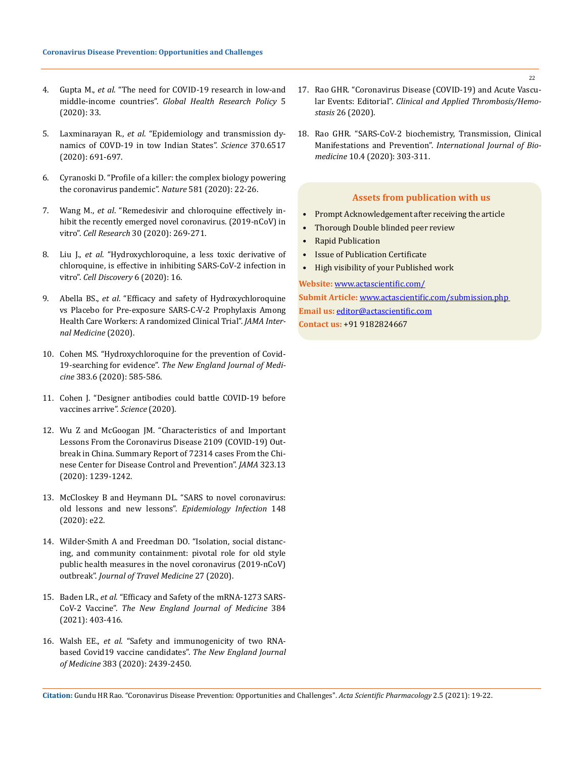4. Gupta M., *et al*. "The need for COVID-19 research in low-and middle-income countries". *Global Health Research Policy* 5 (2020): 33.

5. Laxminarayan R., *et al*. "Epidemiology and transmission dynamics of COVD-19 in tow Indian States". *Science* 370.6517 (2020): 691-697.

6. Cyranoski D. "Profile of a killer: the complex biology powering the coronavirus pandemic". *Nature* 581 (2020): 22-26.

7. Wang M., *et al*. "Remedesivir and chloroquine effectively inhibit the recently emerged novel coronavirus. (2019-nCoV) in vitro". *Cell Research* 30 (2020): 269-271.

8. Liu J., *et al*. "Hydroxychloroquine, a less toxic derivative of chloroquine, is effective in inhibiting SARS-CoV-2 infection in vitro". *Cell Discovery* 6 (2020): 16.

9. Abella BS., *et al*. "Efficacy and safety of Hydroxychloroquine vs Placebo for Pre-exposure SARS-C-V-2 Prophylaxis Among Health Care Workers: A randomized Clinical Trial". *JAMA Internal Medicine* (2020).

10. Cohen MS. "Hydroxychloroquine for the prevention of Covid-19-searching for evidence". *The New England Journal of Medicine* 383.6 (2020): 585-586.

11. Cohen J. "Designer antibodies could battle COVID-19 before vaccines arrive". *Science* (2020).

12. Wu Z and McGoogan JM. "Characteristics of and Important Lessons From the Coronavirus Disease 2109 (COVID-19) Outbreak in China. Summary Report of 72314 cases From the Chinese Center for Disease Control and Prevention". *JAMA* 323.13 (2020): 1239-1242.

13. McCloskey B and Heymann DL. "SARS to novel coronavirus: old lessons and new lessons". *Epidemiology Infection* 148 (2020): e22.

14. Wilder-Smith A and Freedman DO. "Isolation, social distancing, and community containment: pivotal role for old style public health measures in the novel coronavirus (2019-nCoV) outbreak". *Journal of Travel Medicine* 27 (2020).

15. Baden LR., *et al*. "Efficacy and Safety of the mRNA-1273 SARS-CoV-2 Vaccine". *The New England Journal of Medicine* 384 (2021): 403-416.

16. Walsh EE., *et al*. "Safety and immunogenicity of two RNA-based Covid19 vaccine candidates". *The New England Journal of Medicine* 383 (2020): 2439-2450.

17. Rao GHR. "Coronavirus Disease (COVID-19) and Acute Vascular Events: Editorial". *Clinical and Applied Thrombosis/Hemostasis* 26 (2020).

18. Rao GHR. "SARS-CoV-2 biochemistry, Transmission, Clinical Manifestations and Prevention". *International Journal of Biomedicine* 10.4 (2020): 303-311.

**Assets from publication with us**

- Prompt Acknowledgement after receiving the article
- Thorough Double blinded peer review
- Rapid Publication
- Issue of Publication Certificate
- High visibility of your Published work

**Website:** www.actascientific.com/

**Submit Article:** www.actascientific.com/submission.php

**Email us:** editor@actascientific.com

**Contact us:** +91 9182824667